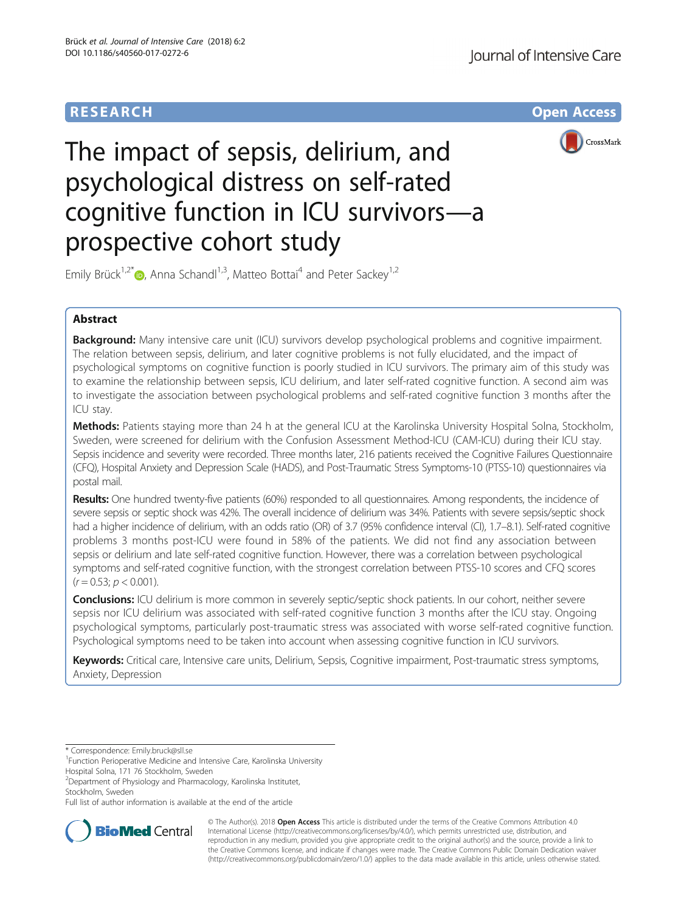RESEARCH

Open Access

# The impact of sepsis, delirium, and psychological distress on self-rated cognitive function in ICU survivors—a prospective cohort study

Emily Brück[1,2*], Anna Schandl[1,3], Matteo Bottai[4] and Peter Sackey[1,2]

## Abstract

**Background:** Many intensive care unit (ICU) survivors develop psychological problems and cognitive impairment. The relation between sepsis, delirium, and later cognitive problems is not fully elucidated, and the impact of psychological symptoms on cognitive function is poorly studied in ICU survivors. The primary aim of this study was to examine the relationship between sepsis, ICU delirium, and later self-rated cognitive function. A second aim was to investigate the association between psychological problems and self-rated cognitive function 3 months after the ICU stay.

**Methods:** Patients staying more than 24 h at the general ICU at the Karolinska University Hospital Solna, Stockholm, Sweden, were screened for delirium with the Confusion Assessment Method-ICU (CAM-ICU) during their ICU stay. Sepsis incidence and severity were recorded. Three months later, 216 patients received the Cognitive Failures Questionnaire (CFQ), Hospital Anxiety and Depression Scale (HADS), and Post-Traumatic Stress Symptoms-10 (PTSS-10) questionnaires via postal mail.

**Results:** One hundred twenty-five patients (60%) responded to all questionnaires. Among respondents, the incidence of severe sepsis or septic shock was 42%. The overall incidence of delirium was 34%. Patients with severe sepsis/septic shock had a higher incidence of delirium, with an odds ratio (OR) of 3.7 (95% confidence interval (CI), 1.7–8.1). Self-rated cognitive problems 3 months post-ICU were found in 58% of the patients. We did not find any association between sepsis or delirium and late self-rated cognitive function. However, there was a correlation between psychological symptoms and self-rated cognitive function, with the strongest correlation between PTSS-10 scores and CFQ scores ($r = 0.53$; $p < 0.001$).

**Conclusions:** ICU delirium is more common in severely septic/septic shock patients. In our cohort, neither severe sepsis nor ICU delirium was associated with self-rated cognitive function 3 months after the ICU stay. Ongoing psychological symptoms, particularly post-traumatic stress was associated with worse self-rated cognitive function. Psychological symptoms need to be taken into account when assessing cognitive function in ICU survivors.

**Keywords:** Critical care, Intensive care units, Delirium, Sepsis, Cognitive impairment, Post-traumatic stress symptoms, Anxiety, Depression

---

\* Correspondence: Emily.bruck@sll.se

[1]Function Perioperative Medicine and Intensive Care, Karolinska University Hospital Solna, 171 76 Stockholm, Sweden

[2]Department of Physiology and Pharmacology, Karolinska Institutet, Stockholm, Sweden

Full list of author information is available at the end of the article

© The Author(s). 2018 **Open Access** This article is distributed under the terms of the Creative Commons Attribution 4.0 International License (http://creativecommons.org/licenses/by/4.0/), which permits unrestricted use, distribution, and reproduction in any medium, provided you give appropriate credit to the original author(s) and the source, provide a link to the Creative Commons license, and indicate if changes were made. The Creative Commons Public Domain Dedication waiver (http://creativecommons.org/publicdomain/zero/1.0/) applies to the data made available in this article, unless otherwise stated.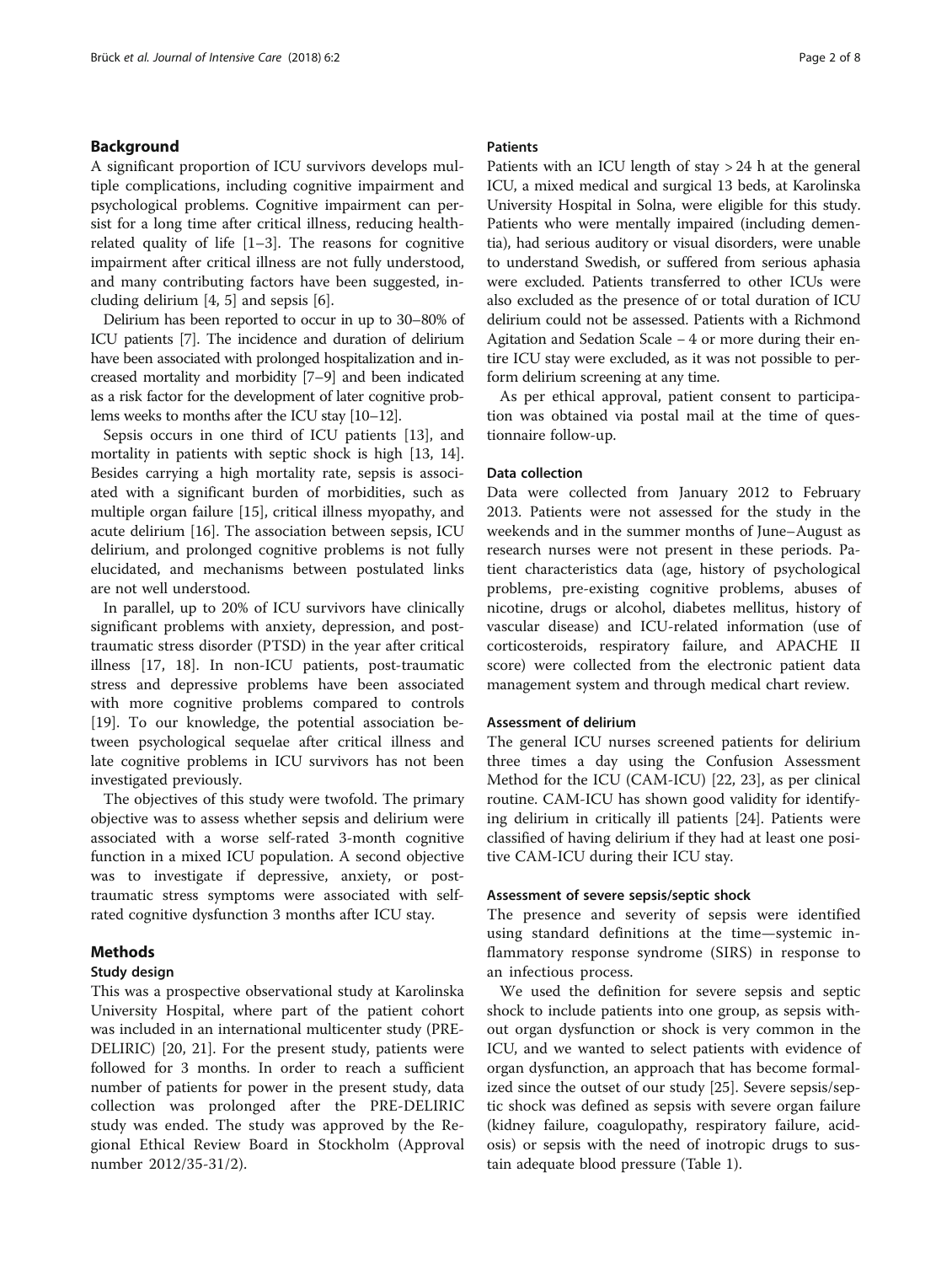## Background

A significant proportion of ICU survivors develops multiple complications, including cognitive impairment and psychological problems. Cognitive impairment can persist for a long time after critical illness, reducing health-related quality of life [1–3]. The reasons for cognitive impairment after critical illness are not fully understood, and many contributing factors have been suggested, including delirium [4, 5] and sepsis [6].

Delirium has been reported to occur in up to 30–80% of ICU patients [7]. The incidence and duration of delirium have been associated with prolonged hospitalization and increased mortality and morbidity [7–9] and been indicated as a risk factor for the development of later cognitive problems weeks to months after the ICU stay [10–12].

Sepsis occurs in one third of ICU patients [13], and mortality in patients with septic shock is high [13, 14]. Besides carrying a high mortality rate, sepsis is associated with a significant burden of morbidities, such as multiple organ failure [15], critical illness myopathy, and acute delirium [16]. The association between sepsis, ICU delirium, and prolonged cognitive problems is not fully elucidated, and mechanisms between postulated links are not well understood.

In parallel, up to 20% of ICU survivors have clinically significant problems with anxiety, depression, and post-traumatic stress disorder (PTSD) in the year after critical illness [17, 18]. In non-ICU patients, post-traumatic stress and depressive problems have been associated with more cognitive problems compared to controls [19]. To our knowledge, the potential association between psychological sequelae after critical illness and late cognitive problems in ICU survivors has not been investigated previously.

The objectives of this study were twofold. The primary objective was to assess whether sepsis and delirium were associated with a worse self-rated 3-month cognitive function in a mixed ICU population. A second objective was to investigate if depressive, anxiety, or post-traumatic stress symptoms were associated with self-rated cognitive dysfunction 3 months after ICU stay.

## Methods

### Study design

This was a prospective observational study at Karolinska University Hospital, where part of the patient cohort was included in an international multicenter study (PRE-DELIRIC) [20, 21]. For the present study, patients were followed for 3 months. In order to reach a sufficient number of patients for power in the present study, data collection was prolonged after the PRE-DELIRIC study was ended. The study was approved by the Regional Ethical Review Board in Stockholm (Approval number 2012/35-31/2).

### Patients

Patients with an ICU length of stay > 24 h at the general ICU, a mixed medical and surgical 13 beds, at Karolinska University Hospital in Solna, were eligible for this study. Patients who were mentally impaired (including dementia), had serious auditory or visual disorders, were unable to understand Swedish, or suffered from serious aphasia were excluded. Patients transferred to other ICUs were also excluded as the presence of or total duration of ICU delirium could not be assessed. Patients with a Richmond Agitation and Sedation Scale − 4 or more during their entire ICU stay were excluded, as it was not possible to perform delirium screening at any time.

As per ethical approval, patient consent to participation was obtained via postal mail at the time of questionnaire follow-up.

### Data collection

Data were collected from January 2012 to February 2013. Patients were not assessed for the study in the weekends and in the summer months of June–August as research nurses were not present in these periods. Patient characteristics data (age, history of psychological problems, pre-existing cognitive problems, abuses of nicotine, drugs or alcohol, diabetes mellitus, history of vascular disease) and ICU-related information (use of corticosteroids, respiratory failure, and APACHE II score) were collected from the electronic patient data management system and through medical chart review.

### Assessment of delirium

The general ICU nurses screened patients for delirium three times a day using the Confusion Assessment Method for the ICU (CAM-ICU) [22, 23], as per clinical routine. CAM-ICU has shown good validity for identifying delirium in critically ill patients [24]. Patients were classified of having delirium if they had at least one positive CAM-ICU during their ICU stay.

### Assessment of severe sepsis/septic shock

The presence and severity of sepsis were identified using standard definitions at the time—systemic inflammatory response syndrome (SIRS) in response to an infectious process.

We used the definition for severe sepsis and septic shock to include patients into one group, as sepsis without organ dysfunction or shock is very common in the ICU, and we wanted to select patients with evidence of organ dysfunction, an approach that has become formalized since the outset of our study [25]. Severe sepsis/septic shock was defined as sepsis with severe organ failure (kidney failure, coagulopathy, respiratory failure, acidosis) or sepsis with the need of inotropic drugs to sustain adequate blood pressure (Table 1).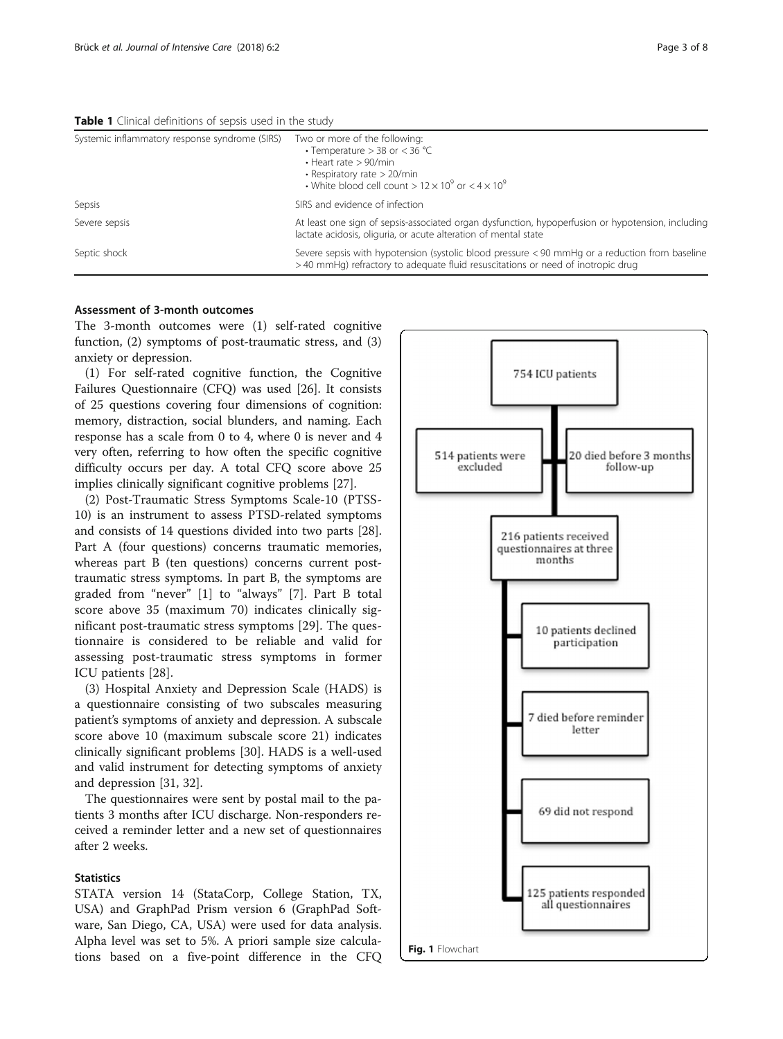**Table 1** Clinical definitions of sepsis used in the study

| | |
|---|---|
| Systemic inflammatory response syndrome (SIRS) | Two or more of the following:<br>• Temperature > 38 or < 36 °C<br>• Heart rate > 90/min<br>• Respiratory rate > 20/min<br>• White blood cell count > $12 \times 10^9$ or < $4 \times 10^9$ |
| Sepsis | SIRS and evidence of infection |
| Severe sepsis | At least one sign of sepsis-associated organ dysfunction, hypoperfusion or hypotension, including lactate acidosis, oliguria, or acute alteration of mental state |
| Septic shock | Severe sepsis with hypotension (systolic blood pressure < 90 mmHg or a reduction from baseline > 40 mmHg) refractory to adequate fluid resuscitations or need of inotropic drug |

### Assessment of 3-month outcomes

The 3-month outcomes were (1) self-rated cognitive function, (2) symptoms of post-traumatic stress, and (3) anxiety or depression.

(1) For self-rated cognitive function, the Cognitive Failures Questionnaire (CFQ) was used [26]. It consists of 25 questions covering four dimensions of cognition: memory, distraction, social blunders, and naming. Each response has a scale from 0 to 4, where 0 is never and 4 very often, referring to how often the specific cognitive difficulty occurs per day. A total CFQ score above 25 implies clinically significant cognitive problems [27].

(2) Post-Traumatic Stress Symptoms Scale-10 (PTSS-10) is an instrument to assess PTSD-related symptoms and consists of 14 questions divided into two parts [28]. Part A (four questions) concerns traumatic memories, whereas part B (ten questions) concerns current post-traumatic stress symptoms. In part B, the symptoms are graded from "never" [1] to "always" [7]. Part B total score above 35 (maximum 70) indicates clinically significant post-traumatic stress symptoms [29]. The questionnaire is considered to be reliable and valid for assessing post-traumatic stress symptoms in former ICU patients [28].

(3) Hospital Anxiety and Depression Scale (HADS) is a questionnaire consisting of two subscales measuring patient's symptoms of anxiety and depression. A subscale score above 10 (maximum subscale score 21) indicates clinically significant problems [30]. HADS is a well-used and valid instrument for detecting symptoms of anxiety and depression [31, 32].

The questionnaires were sent by postal mail to the patients 3 months after ICU discharge. Non-responders received a reminder letter and a new set of questionnaires after 2 weeks.

### Statistics

STATA version 14 (StataCorp, College Station, TX, USA) and GraphPad Prism version 6 (GraphPad Software, San Diego, CA, USA) were used for data analysis. Alpha level was set to 5%. A priori sample size calculations based on a five-point difference in the CFQ

754 ICU patients → 514 patients were excluded; 20 died before 3 months follow-up → 216 patients received questionnaires at three months → 10 patients declined participation; 7 died before reminder letter; 69 did not respond; 125 patients responded all questionnaires

**Fig. 1** Flowchart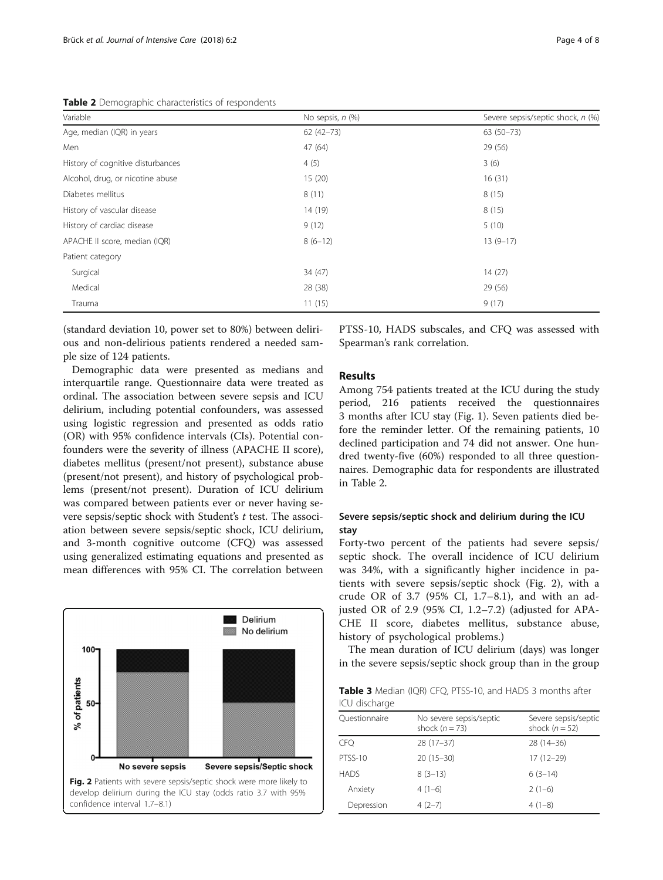**Table 2** Demographic characteristics of respondents

| Variable | No sepsis, *n* (%) | Severe sepsis/septic shock, *n* (%) |
|---|---|---|
| Age, median (IQR) in years | 62 (42–73) | 63 (50–73) |
| Men | 47 (64) | 29 (56) |
| History of cognitive disturbances | 4 (5) | 3 (6) |
| Alcohol, drug, or nicotine abuse | 15 (20) | 16 (31) |
| Diabetes mellitus | 8 (11) | 8 (15) |
| History of vascular disease | 14 (19) | 8 (15) |
| History of cardiac disease | 9 (12) | 5 (10) |
| APACHE II score, median (IQR) | 8 (6–12) | 13 (9–17) |
| Patient category | | |
| Surgical | 34 (47) | 14 (27) |
| Medical | 28 (38) | 29 (56) |
| Trauma | 11 (15) | 9 (17) |

(standard deviation 10, power set to 80%) between delirious and non-delirious patients rendered a needed sample size of 124 patients.

Demographic data were presented as medians and interquartile range. Questionnaire data were treated as ordinal. The association between severe sepsis and ICU delirium, including potential confounders, was assessed using logistic regression and presented as odds ratio (OR) with 95% confidence intervals (CIs). Potential confounders were the severity of illness (APACHE II score), diabetes mellitus (present/not present), substance abuse (present/not present), and history of psychological problems (present/not present). Duration of ICU delirium was compared between patients ever or never having severe sepsis/septic shock with Student's *t* test. The association between severe sepsis/septic shock, ICU delirium, and 3-month cognitive outcome (CFQ) was assessed using generalized estimating equations and presented as mean differences with 95% CI. The correlation between PTSS-10, HADS subscales, and CFQ was assessed with Spearman's rank correlation.

## Results

Among 754 patients treated at the ICU during the study period, 216 patients received the questionnaires 3 months after ICU stay (Fig. 1). Seven patients died before the reminder letter. Of the remaining patients, 10 declined participation and 74 did not answer. One hundred twenty-five (60%) responded to all three questionnaires. Demographic data for respondents are illustrated in Table 2.

### Severe sepsis/septic shock and delirium during the ICU stay

Forty-two percent of the patients had severe sepsis/septic shock. The overall incidence of ICU delirium was 34%, with a significantly higher incidence in patients with severe sepsis/septic shock (Fig. 2), with a crude OR of 3.7 (95% CI, 1.7–8.1), and with an adjusted OR of 2.9 (95% CI, 1.2–7.2) (adjusted for APACHE II score, diabetes mellitus, substance abuse, history of psychological problems.)

The mean duration of ICU delirium (days) was longer in the severe sepsis/septic shock group than in the group

**Fig. 2** Patients with severe sepsis/septic shock were more likely to develop delirium during the ICU stay (odds ratio 3.7 with 95% confidence interval 1.7–8.1)

**Table 3** Median (IQR) CFQ, PTSS-10, and HADS 3 months after ICU discharge

| Questionnaire | No severe sepsis/septic shock ($n = 73$) | Severe sepsis/septic shock ($n = 52$) |
|---|---|---|
| CFQ | 28 (17–37) | 28 (14–36) |
| PTSS-10 | 20 (15–30) | 17 (12–29) |
| HADS | 8 (3–13) | 6 (3–14) |
| Anxiety | 4 (1–6) | 2 (1–6) |
| Depression | 4 (2–7) | 4 (1–8) |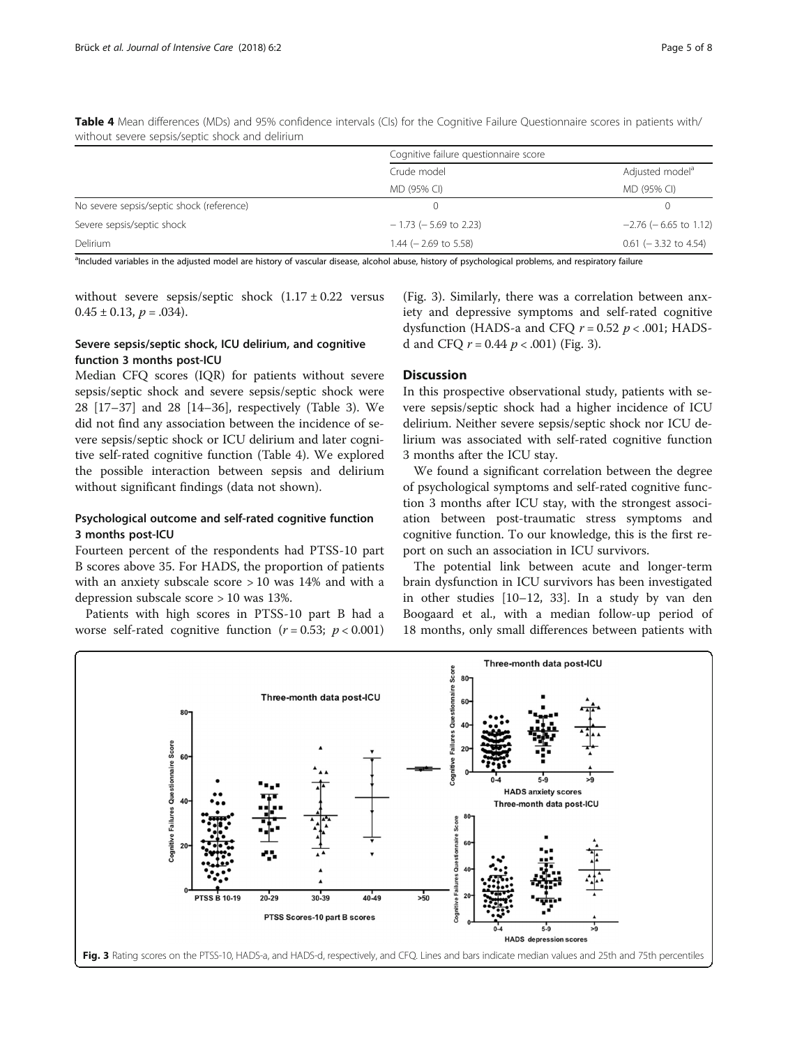**Table 4** Mean differences (MDs) and 95% confidence intervals (CIs) for the Cognitive Failure Questionnaire scores in patients with/without severe sepsis/septic shock and delirium

| | Cognitive failure questionnaire score | |
|---|---|---|
| | Crude model | Adjusted model[a] |
| | MD (95% CI) | MD (95% CI) |
| No severe sepsis/septic shock (reference) | 0 | 0 |
| Severe sepsis/septic shock | − 1.73 (− 5.69 to 2.23) | −2.76 (− 6.65 to 1.12) |
| Delirium | 1.44 (− 2.69 to 5.58) | 0.61 (− 3.32 to 4.54) |

[a]Included variables in the adjusted model are history of vascular disease, alcohol abuse, history of psychological problems, and respiratory failure

without severe sepsis/septic shock ($1.17 \pm 0.22$ versus $0.45 \pm 0.13$, $p = .034$).

### Severe sepsis/septic shock, ICU delirium, and cognitive function 3 months post-ICU

Median CFQ scores (IQR) for patients without severe sepsis/septic shock and severe sepsis/septic shock were 28 [17–37] and 28 [14–36], respectively (Table 3). We did not find any association between the incidence of severe sepsis/septic shock or ICU delirium and later cognitive self-rated cognitive function (Table 4). We explored the possible interaction between sepsis and delirium without significant findings (data not shown).

### Psychological outcome and self-rated cognitive function 3 months post-ICU

Fourteen percent of the respondents had PTSS-10 part B scores above 35. For HADS, the proportion of patients with an anxiety subscale score > 10 was 14% and with a depression subscale score > 10 was 13%.

Patients with high scores in PTSS-10 part B had a worse self-rated cognitive function ($r = 0.53$; $p < 0.001$) (Fig. 3). Similarly, there was a correlation between anxiety and depressive symptoms and self-rated cognitive dysfunction (HADS-a and CFQ $r = 0.52$ $p < .001$; HADS-d and CFQ $r = 0.44$ $p < .001$) (Fig. 3).

## Discussion

In this prospective observational study, patients with severe sepsis/septic shock had a higher incidence of ICU delirium. Neither severe sepsis/septic shock nor ICU delirium was associated with self-rated cognitive function 3 months after the ICU stay.

We found a significant correlation between the degree of psychological symptoms and self-rated cognitive function 3 months after ICU stay, with the strongest association between post-traumatic stress symptoms and cognitive function. To our knowledge, this is the first report on such an association in ICU survivors.

The potential link between acute and longer-term brain dysfunction in ICU survivors has been investigated in other studies [10–12, 33]. In a study by van den Boogaard et al., with a median follow-up period of 18 months, only small differences between patients with

**Fig. 3** Rating scores on the PTSS-10, HADS-a, and HADS-d, respectively, and CFQ. Lines and bars indicate median values and 25th and 75th percentiles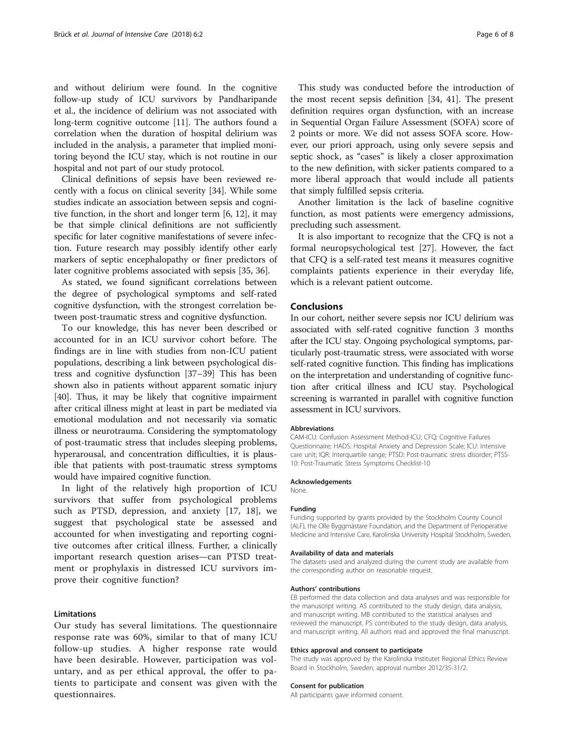and without delirium were found. In the cognitive follow-up study of ICU survivors by Pandharipande et al., the incidence of delirium was not associated with long-term cognitive outcome [11]. The authors found a correlation when the duration of hospital delirium was included in the analysis, a parameter that implied monitoring beyond the ICU stay, which is not routine in our hospital and not part of our study protocol.

Clinical definitions of sepsis have been reviewed recently with a focus on clinical severity [34]. While some studies indicate an association between sepsis and cognitive function, in the short and longer term [6, 12], it may be that simple clinical definitions are not sufficiently specific for later cognitive manifestations of severe infection. Future research may possibly identify other early markers of septic encephalopathy or finer predictors of later cognitive problems associated with sepsis [35, 36].

As stated, we found significant correlations between the degree of psychological symptoms and self-rated cognitive dysfunction, with the strongest correlation between post-traumatic stress and cognitive dysfunction.

To our knowledge, this has never been described or accounted for in an ICU survivor cohort before. The findings are in line with studies from non-ICU patient populations, describing a link between psychological distress and cognitive dysfunction [37–39] This has been shown also in patients without apparent somatic injury [40]. Thus, it may be likely that cognitive impairment after critical illness might at least in part be mediated via emotional modulation and not necessarily via somatic illness or neurotrauma. Considering the symptomatology of post-traumatic stress that includes sleeping problems, hyperarousal, and concentration difficulties, it is plausible that patients with post-traumatic stress symptoms would have impaired cognitive function.

In light of the relatively high proportion of ICU survivors that suffer from psychological problems such as PTSD, depression, and anxiety [17, 18], we suggest that psychological state be assessed and accounted for when investigating and reporting cognitive outcomes after critical illness. Further, a clinically important research question arises—can PTSD treatment or prophylaxis in distressed ICU survivors improve their cognitive function?

### Limitations

Our study has several limitations. The questionnaire response rate was 60%, similar to that of many ICU follow-up studies. A higher response rate would have been desirable. However, participation was voluntary, and as per ethical approval, the offer to patients to participate and consent was given with the questionnaires.

This study was conducted before the introduction of the most recent sepsis definition [34, 41]. The present definition requires organ dysfunction, with an increase in Sequential Organ Failure Assessment (SOFA) score of 2 points or more. We did not assess SOFA score. However, our priori approach, using only severe sepsis and septic shock, as "cases" is likely a closer approximation to the new definition, with sicker patients compared to a more liberal approach that would include all patients that simply fulfilled sepsis criteria.

Another limitation is the lack of baseline cognitive function, as most patients were emergency admissions, precluding such assessment.

It is also important to recognize that the CFQ is not a formal neuropsychological test [27]. However, the fact that CFQ is a self-rated test means it measures cognitive complaints patients experience in their everyday life, which is a relevant patient outcome.

## Conclusions

In our cohort, neither severe sepsis nor ICU delirium was associated with self-rated cognitive function 3 months after the ICU stay. Ongoing psychological symptoms, particularly post-traumatic stress, were associated with worse self-rated cognitive function. This finding has implications on the interpretation and understanding of cognitive function after critical illness and ICU stay. Psychological screening is warranted in parallel with cognitive function assessment in ICU survivors.

#### Abbreviations

CAM-ICU: Confusion Assessment Method-ICU; CFQ: Cognitive Failures Questionnaire; HADS: Hospital Anxiety and Depression Scale; ICU: Intensive care unit; IQR: Interquartile range; PTSD: Post-traumatic stress disorder; PTSS-10: Post-Traumatic Stress Symptoms Checklist-10

#### Acknowledgements

None.

#### Funding

Funding supported by grants provided by the Stockholm County Council (ALF), the Olle Byggmästare Foundation, and the Department of Perioperative Medicine and Intensive Care, Karolinska University Hospital Stockholm, Sweden.

#### Availability of data and materials

The datasets used and analyzed during the current study are available from the corresponding author on reasonable request.

#### Authors' contributions

EB performed the data collection and data analyses and was responsible for the manuscript writing. AS contributed to the study design, data analysis, and manuscript writing. MB contributed to the statistical analyses and reviewed the manuscript. PS contributed to the study design, data analysis, and manuscript writing. All authors read and approved the final manuscript.

#### Ethics approval and consent to participate

The study was approved by the Karolinska Institutet Regional Ethics Review Board in Stockholm, Sweden, approval number 2012/35-31/2.

#### Consent for publication

All participants gave informed consent.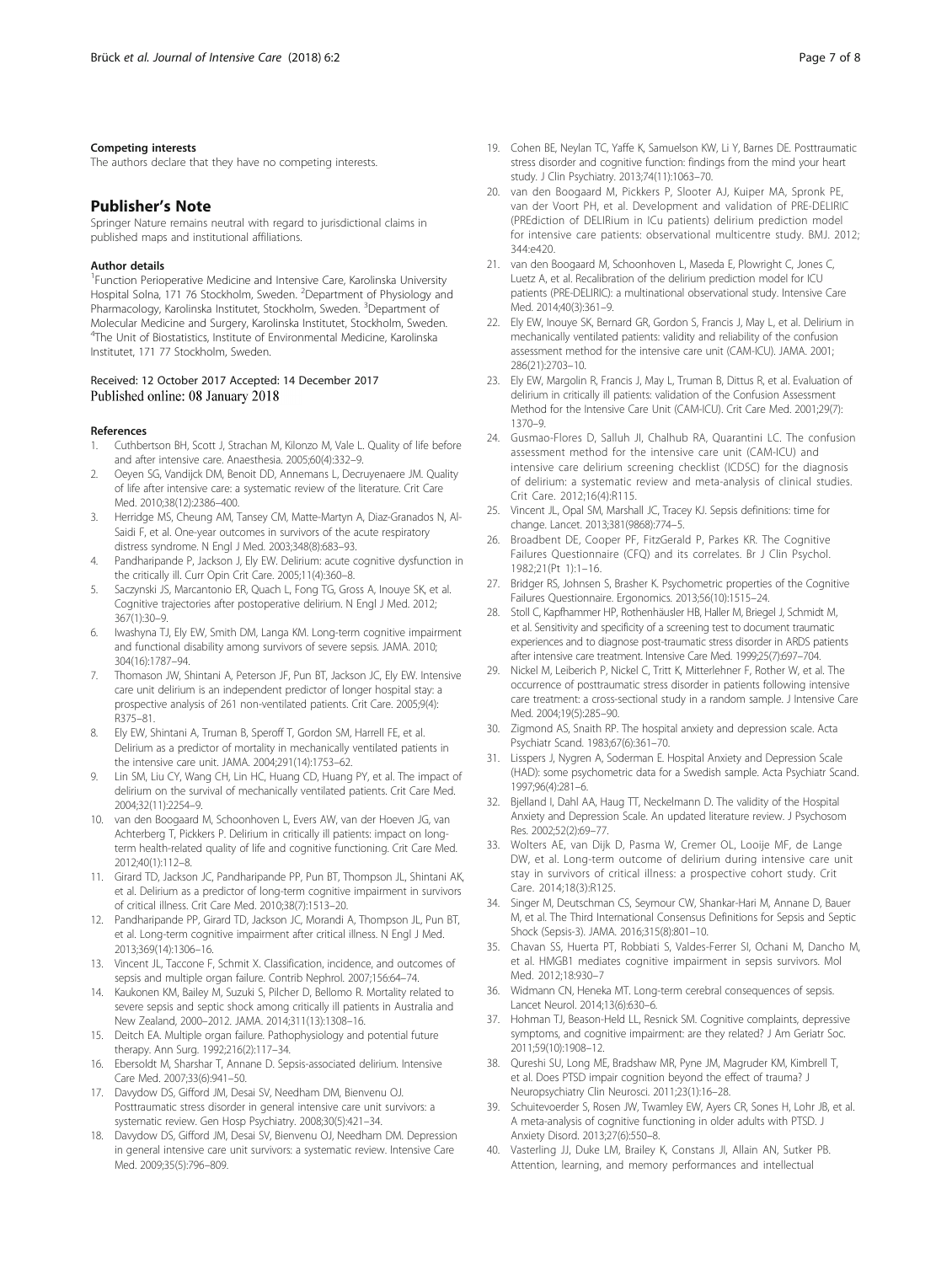#### Competing interests

The authors declare that they have no competing interests.

## Publisher's Note

Springer Nature remains neutral with regard to jurisdictional claims in published maps and institutional affiliations.

#### Author details

[1]Function Perioperative Medicine and Intensive Care, Karolinska University Hospital Solna, 171 76 Stockholm, Sweden. [2]Department of Physiology and Pharmacology, Karolinska Institutet, Stockholm, Sweden. [3]Department of Molecular Medicine and Surgery, Karolinska Institutet, Stockholm, Sweden. [4]The Unit of Biostatistics, Institute of Environmental Medicine, Karolinska Institutet, 171 77 Stockholm, Sweden.

Received: 12 October 2017 Accepted: 14 December 2017
Published online: 08 January 2018

#### References

1. Cuthbertson BH, Scott J, Strachan M, Kilonzo M, Vale L. Quality of life before and after intensive care. Anaesthesia. 2005;60(4):332–9.
2. Oeyen SG, Vandijck DM, Benoit DD, Annemans L, Decruyenaere JM. Quality of life after intensive care: a systematic review of the literature. Crit Care Med. 2010;38(12):2386–400.
3. Herridge MS, Cheung AM, Tansey CM, Matte-Martyn A, Diaz-Granados N, Al-Saidi F, et al. One-year outcomes in survivors of the acute respiratory distress syndrome. N Engl J Med. 2003;348(8):683–93.
4. Pandharipande P, Jackson J, Ely EW. Delirium: acute cognitive dysfunction in the critically ill. Curr Opin Crit Care. 2005;11(4):360–8.
5. Saczynski JS, Marcantonio ER, Quach L, Fong TG, Gross A, Inouye SK, et al. Cognitive trajectories after postoperative delirium. N Engl J Med. 2012; 367(1):30–9.
6. Iwashyna TJ, Ely EW, Smith DM, Langa KM. Long-term cognitive impairment and functional disability among survivors of severe sepsis. JAMA. 2010; 304(16):1787–94.
7. Thomason JW, Shintani A, Peterson JF, Pun BT, Jackson JC, Ely EW. Intensive care unit delirium is an independent predictor of longer hospital stay: a prospective analysis of 261 non-ventilated patients. Crit Care. 2005;9(4): R375–81.
8. Ely EW, Shintani A, Truman B, Speroff T, Gordon SM, Harrell FE, et al. Delirium as a predictor of mortality in mechanically ventilated patients in the intensive care unit. JAMA. 2004;291(14):1753–62.
9. Lin SM, Liu CY, Wang CH, Lin HC, Huang CD, Huang PY, et al. The impact of delirium on the survival of mechanically ventilated patients. Crit Care Med. 2004;32(11):2254–9.
10. van den Boogaard M, Schoonhoven L, Evers AW, van der Hoeven JG, van Achterberg T, Pickkers P. Delirium in critically ill patients: impact on long-term health-related quality of life and cognitive functioning. Crit Care Med. 2012;40(1):112–8.
11. Girard TD, Jackson JC, Pandharipande PP, Pun BT, Thompson JL, Shintani AK, et al. Delirium as a predictor of long-term cognitive impairment in survivors of critical illness. Crit Care Med. 2010;38(7):1513–20.
12. Pandharipande PP, Girard TD, Jackson JC, Morandi A, Thompson JL, Pun BT, et al. Long-term cognitive impairment after critical illness. N Engl J Med. 2013;369(14):1306–16.
13. Vincent JL, Taccone F, Schmit X. Classification, incidence, and outcomes of sepsis and multiple organ failure. Contrib Nephrol. 2007;156:64–74.
14. Kaukonen KM, Bailey M, Suzuki S, Pilcher D, Bellomo R. Mortality related to severe sepsis and septic shock among critically ill patients in Australia and New Zealand, 2000–2012. JAMA. 2014;311(13):1308–16.
15. Deitch EA. Multiple organ failure. Pathophysiology and potential future therapy. Ann Surg. 1992;216(2):117–34.
16. Ebersoldt M, Sharshar T, Annane D. Sepsis-associated delirium. Intensive Care Med. 2007;33(6):941–50.
17. Davydow DS, Gifford JM, Desai SV, Needham DM, Bienvenu OJ. Posttraumatic stress disorder in general intensive care unit survivors: a systematic review. Gen Hosp Psychiatry. 2008;30(5):421–34.
18. Davydow DS, Gifford JM, Desai SV, Bienvenu OJ, Needham DM. Depression in general intensive care unit survivors: a systematic review. Intensive Care Med. 2009;35(5):796–809.
19. Cohen BE, Neylan TC, Yaffe K, Samuelson KW, Li Y, Barnes DE. Posttraumatic stress disorder and cognitive function: findings from the mind your heart study. J Clin Psychiatry. 2013;74(11):1063–70.
20. van den Boogaard M, Pickkers P, Slooter AJ, Kuiper MA, Spronk PE, van der Voort PH, et al. Development and validation of PRE-DELIRIC (PREdiction of DELIRium in ICu patients) delirium prediction model for intensive care patients: observational multicentre study. BMJ. 2012; 344:e420.
21. van den Boogaard M, Schoonhoven L, Maseda E, Plowright C, Jones C, Luetz A, et al. Recalibration of the delirium prediction model for ICU patients (PRE-DELIRIC): a multinational observational study. Intensive Care Med. 2014;40(3):361–9.
22. Ely EW, Inouye SK, Bernard GR, Gordon S, Francis J, May L, et al. Delirium in mechanically ventilated patients: validity and reliability of the confusion assessment method for the intensive care unit (CAM-ICU). JAMA. 2001; 286(21):2703–10.
23. Ely EW, Margolin R, Francis J, May L, Truman B, Dittus R, et al. Evaluation of delirium in critically ill patients: validation of the Confusion Assessment Method for the Intensive Care Unit (CAM-ICU). Crit Care Med. 2001;29(7): 1370–9.
24. Gusmao-Flores D, Salluh JI, Chalhub RA, Quarantini LC. The confusion assessment method for the intensive care unit (CAM-ICU) and intensive care delirium screening checklist (ICDSC) for the diagnosis of delirium: a systematic review and meta-analysis of clinical studies. Crit Care. 2012;16(4):R115.
25. Vincent JL, Opal SM, Marshall JC, Tracey KJ. Sepsis definitions: time for change. Lancet. 2013;381(9868):774–5.
26. Broadbent DE, Cooper PF, FitzGerald P, Parkes KR. The Cognitive Failures Questionnaire (CFQ) and its correlates. Br J Clin Psychol. 1982;21(Pt 1):1–16.
27. Bridger RS, Johnsen S, Brasher K. Psychometric properties of the Cognitive Failures Questionnaire. Ergonomics. 2013;56(10):1515–24.
28. Stoll C, Kapfhammer HP, Rothenhäusler HB, Haller M, Briegel J, Schmidt M, et al. Sensitivity and specificity of a screening test to document traumatic experiences and to diagnose post-traumatic stress disorder in ARDS patients after intensive care treatment. Intensive Care Med. 1999;25(7):697–704.
29. Nickel M, Leiberich P, Nickel C, Tritt K, Mitterlehner F, Rother W, et al. The occurrence of posttraumatic stress disorder in patients following intensive care treatment: a cross-sectional study in a random sample. J Intensive Care Med. 2004;19(5):285–90.
30. Zigmond AS, Snaith RP. The hospital anxiety and depression scale. Acta Psychiatr Scand. 1983;67(6):361–70.
31. Lisspers J, Nygren A, Soderman E. Hospital Anxiety and Depression Scale (HAD): some psychometric data for a Swedish sample. Acta Psychiatr Scand. 1997;96(4):281–6.
32. Bjelland I, Dahl AA, Haug TT, Neckelmann D. The validity of the Hospital Anxiety and Depression Scale. An updated literature review. J Psychosom Res. 2002;52(2):69–77.
33. Wolters AE, van Dijk D, Pasma W, Cremer OL, Looije MF, de Lange DW, et al. Long-term outcome of delirium during intensive care unit stay in survivors of critical illness: a prospective cohort study. Crit Care. 2014;18(3):R125.
34. Singer M, Deutschman CS, Seymour CW, Shankar-Hari M, Annane D, Bauer M, et al. The Third International Consensus Definitions for Sepsis and Septic Shock (Sepsis-3). JAMA. 2016;315(8):801–10.
35. Chavan SS, Huerta PT, Robbiati S, Valdes-Ferrer SI, Ochani M, Dancho M, et al. HMGB1 mediates cognitive impairment in sepsis survivors. Mol Med. 2012;18:930–7
36. Widmann CN, Heneka MT. Long-term cerebral consequences of sepsis. Lancet Neurol. 2014;13(6):630–6.
37. Hohman TJ, Beason-Held LL, Resnick SM. Cognitive complaints, depressive symptoms, and cognitive impairment: are they related? J Am Geriatr Soc. 2011;59(10):1908–12.
38. Qureshi SU, Long ME, Bradshaw MR, Pyne JM, Magruder KM, Kimbrell T, et al. Does PTSD impair cognition beyond the effect of trauma? J Neuropsychiatry Clin Neurosci. 2011;23(1):16–28.
39. Schuitevoerder S, Rosen JW, Twamley EW, Ayers CR, Sones H, Lohr JB, et al. A meta-analysis of cognitive functioning in older adults with PTSD. J Anxiety Disord. 2013;27(6):550–8.
40. Vasterling JJ, Duke LM, Brailey K, Constans JI, Allain AN, Sutker PB. Attention, learning, and memory performances and intellectual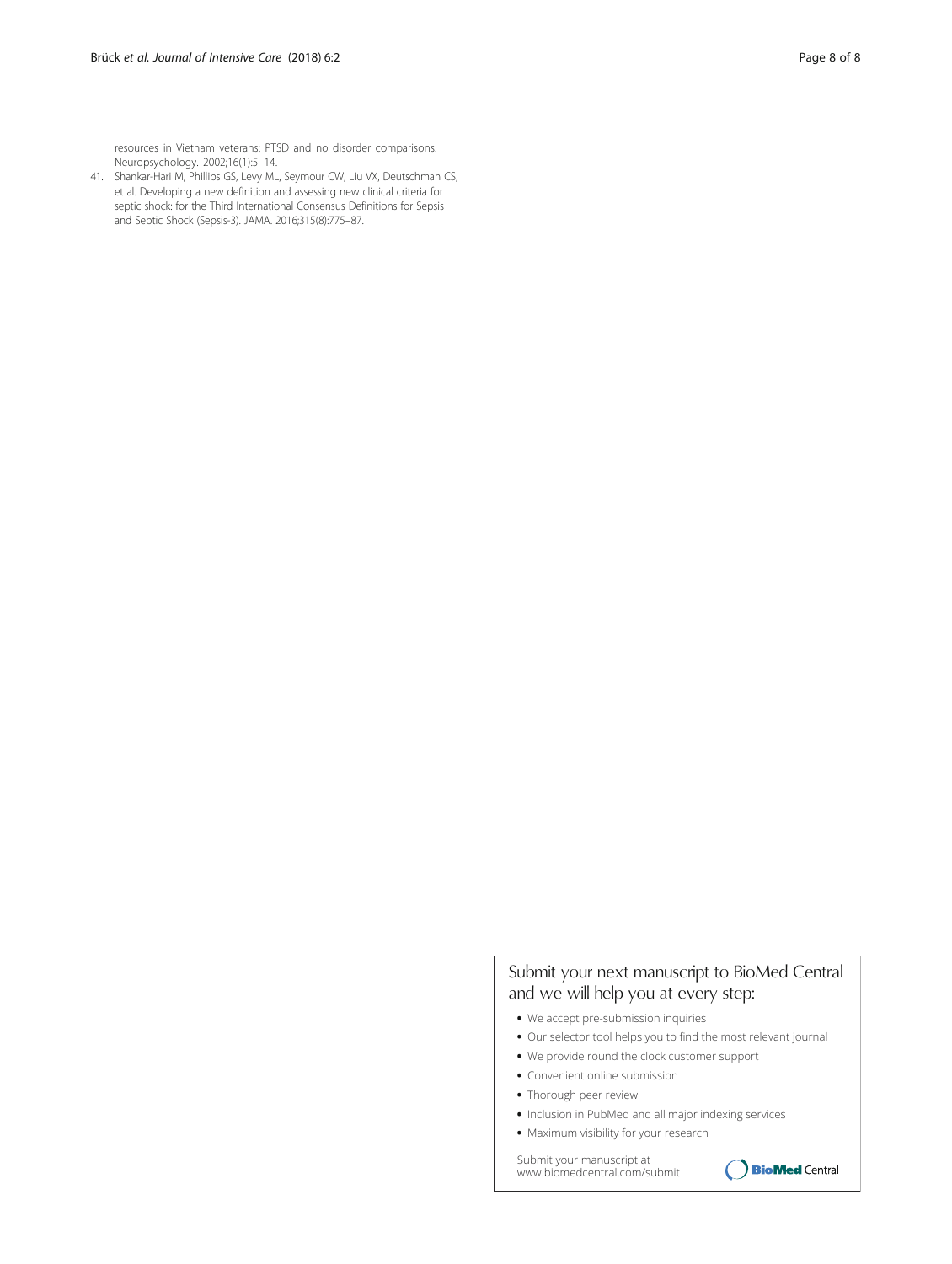resources in Vietnam veterans: PTSD and no disorder comparisons. Neuropsychology. 2002;16(1):5–14.

41. Shankar-Hari M, Phillips GS, Levy ML, Seymour CW, Liu VX, Deutschman CS, et al. Developing a new definition and assessing new clinical criteria for septic shock: for the Third International Consensus Definitions for Sepsis and Septic Shock (Sepsis-3). JAMA. 2016;315(8):775–87.

Submit your next manuscript to BioMed Central and we will help you at every step:

- We accept pre-submission inquiries
- Our selector tool helps you to find the most relevant journal
- We provide round the clock customer support
- Convenient online submission
- Thorough peer review
- Inclusion in PubMed and all major indexing services
- Maximum visibility for your research

Submit your manuscript at
www.biomedcentral.com/submit

BioMed Central